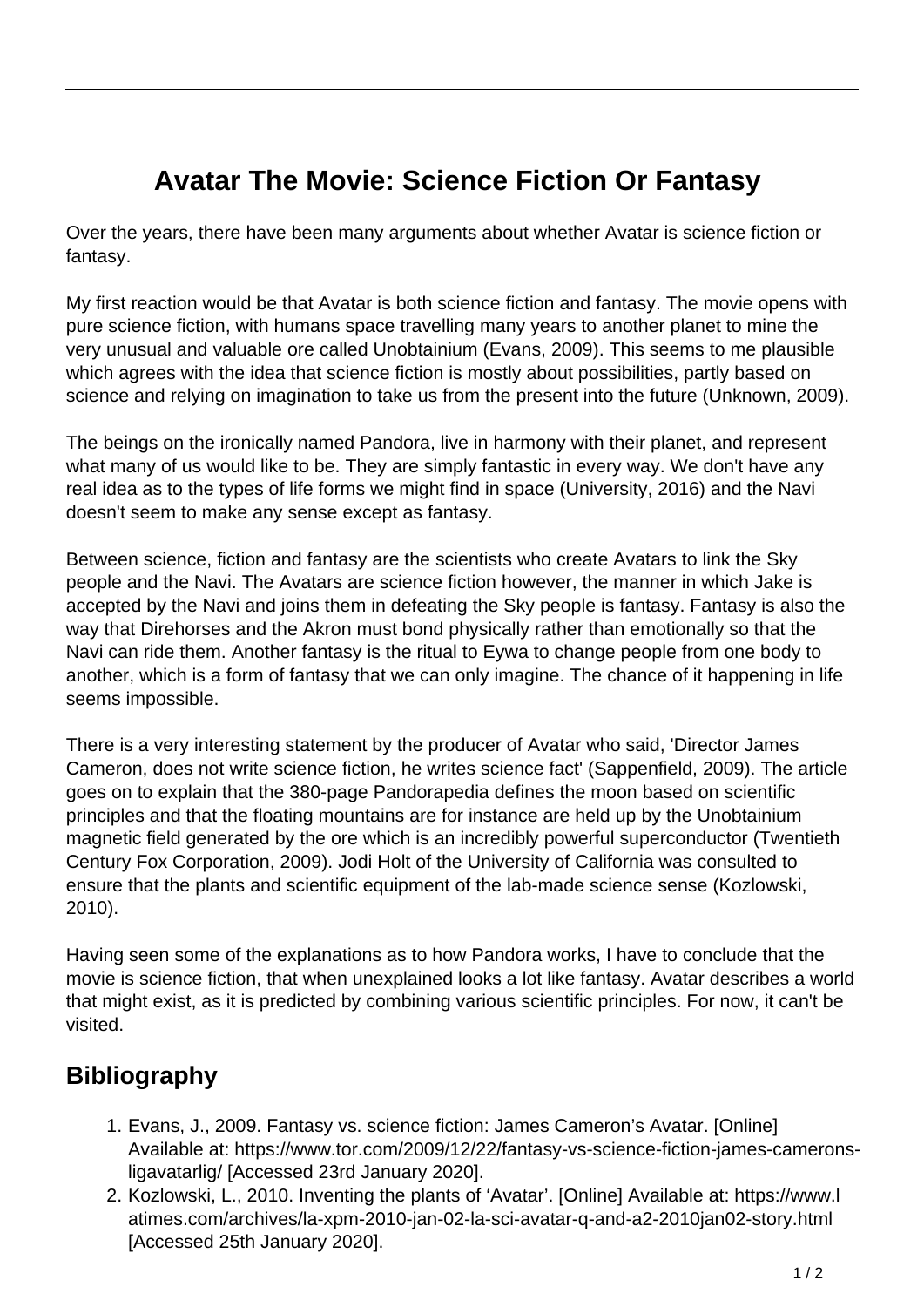# Avatar The Movie: Science Fiction Or Fantasy

Over the years, there have been many arguments about whether Avatar is science fiction or fantasy.

My first reaction would be that Avatar is both science fiction and fantasy. The movie opens with pure science fiction, with humans space travelling many years to another planet to mine the very unusual and valuable ore called Unobtainium (Evans, 2009). This seems to me plausible which agrees with the idea that science fiction is mostly about possibilities, partly based on science and relying on imagination to take us from the present into the future (Unknown, 2009).

The beings on the ironically named Pandora, live in harmony with their planet, and represent what many of us would like to be. They are simply fantastic in every way. We don't have any real idea as to the types of life forms we might find in space (University, 2016) and the Navi doesn't seem to make any sense except as fantasy.

Between science, fiction and fantasy are the scientists who create Avatars to link the Sky people and the Navi. The Avatars are science fiction however, the manner in which Jake is accepted by the Navi and joins them in defeating the Sky people is fantasy. Fantasy is also the way that Direhorses and the Akron must bond physically rather than emotionally so that the Navi can ride them. Another fantasy is the ritual to Eywa to change people from one body to another, which is a form of fantasy that we can only imagine. The chance of it happening in life seems impossible.

There is a very interesting statement by the producer of Avatar who said, 'Director James Cameron, does not write science fiction, he writes science fact' (Sappenfield, 2009). The article goes on to explain that the 380-page Pandorapedia defines the moon based on scientific principles and that the floating mountains are for instance are held up by the Unobtainium magnetic field generated by the ore which is an incredibly powerful superconductor (Twentieth Century Fox Corporation, 2009). Jodi Holt of the University of California was consulted to ensure that the plants and scientific equipment of the lab-made science sense (Kozlowski, 2010).

Having seen some of the explanations as to how Pandora works, I have to conclude that the movie is science fiction, that when unexplained looks a lot like fantasy. Avatar describes a world that might exist, as it is predicted by combining various scientific principles. For now, it can't be visited.

## Bibliography

1. Evans, J., 2009. Fantasy vs. science fiction: James Cameron's Avatar. [Online] Available at: https://www.tor.com/2009/12/22/fantasy-vs-science-fiction-james-camerons-ligavatarlig/ [Accessed 23rd January 2020].
2. Kozlowski, L., 2010. Inventing the plants of 'Avatar'. [Online] Available at: https://www.latimes.com/archives/la-xpm-2010-jan-02-la-sci-avatar-q-and-a2-2010jan02-story.html [Accessed 25th January 2020].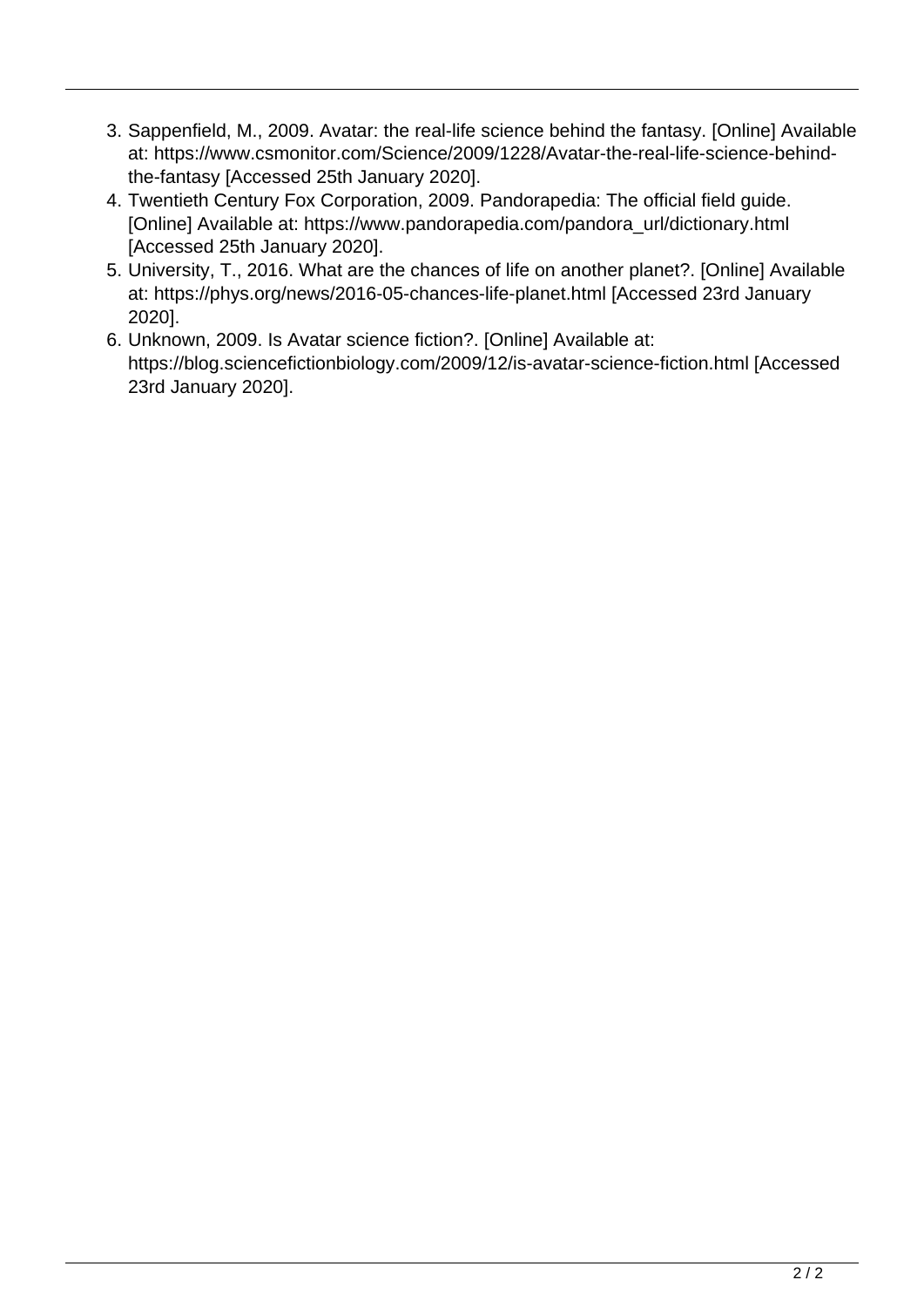3. Sappenfield, M., 2009. Avatar: the real-life science behind the fantasy. [Online] Available at: https://www.csmonitor.com/Science/2009/1228/Avatar-the-real-life-science-behind-the-fantasy [Accessed 25th January 2020].
4. Twentieth Century Fox Corporation, 2009. Pandorapedia: The official field guide. [Online] Available at: https://www.pandorapedia.com/pandora_url/dictionary.html [Accessed 25th January 2020].
5. University, T., 2016. What are the chances of life on another planet?. [Online] Available at: https://phys.org/news/2016-05-chances-life-planet.html [Accessed 23rd January 2020].
6. Unknown, 2009. Is Avatar science fiction?. [Online] Available at: https://blog.sciencefictionbiology.com/2009/12/is-avatar-science-fiction.html [Accessed 23rd January 2020].